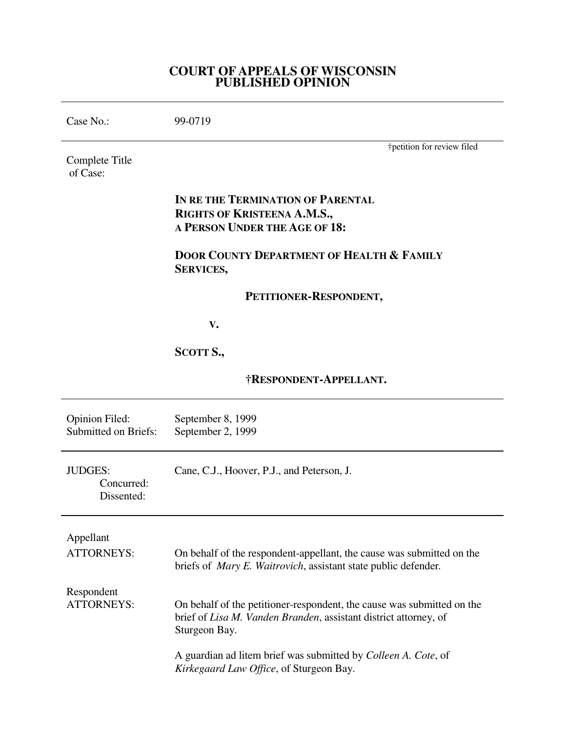# COURT OF APPEALS OF WISCONSIN
# PUBLISHED OPINION

---

Case No.: 99-0719

---

†petition for review filed

Complete Title of Case:

**IN RE THE TERMINATION OF PARENTAL RIGHTS OF KRISTEENA A.M.S., A PERSON UNDER THE AGE OF 18:**

**DOOR COUNTY DEPARTMENT OF HEALTH & FAMILY SERVICES,**

**PETITIONER-RESPONDENT,**

**V.**

**SCOTT S.,**

**†RESPONDENT-APPELLANT.**

---

Opinion Filed: September 8, 1999
Submitted on Briefs: September 2, 1999

---

JUDGES: Cane, C.J., Hoover, P.J., and Peterson, J.
Concurred:
Dissented:

---

Appellant
ATTORNEYS: On behalf of the respondent-appellant, the cause was submitted on the briefs of *Mary E. Waitrovich*, assistant state public defender.

Respondent
ATTORNEYS: On behalf of the petitioner-respondent, the cause was submitted on the brief of *Lisa M. Vanden Branden*, assistant district attorney, of Sturgeon Bay.

A guardian ad litem brief was submitted by *Colleen A. Cote*, of *Kirkegaard Law Office*, of Sturgeon Bay.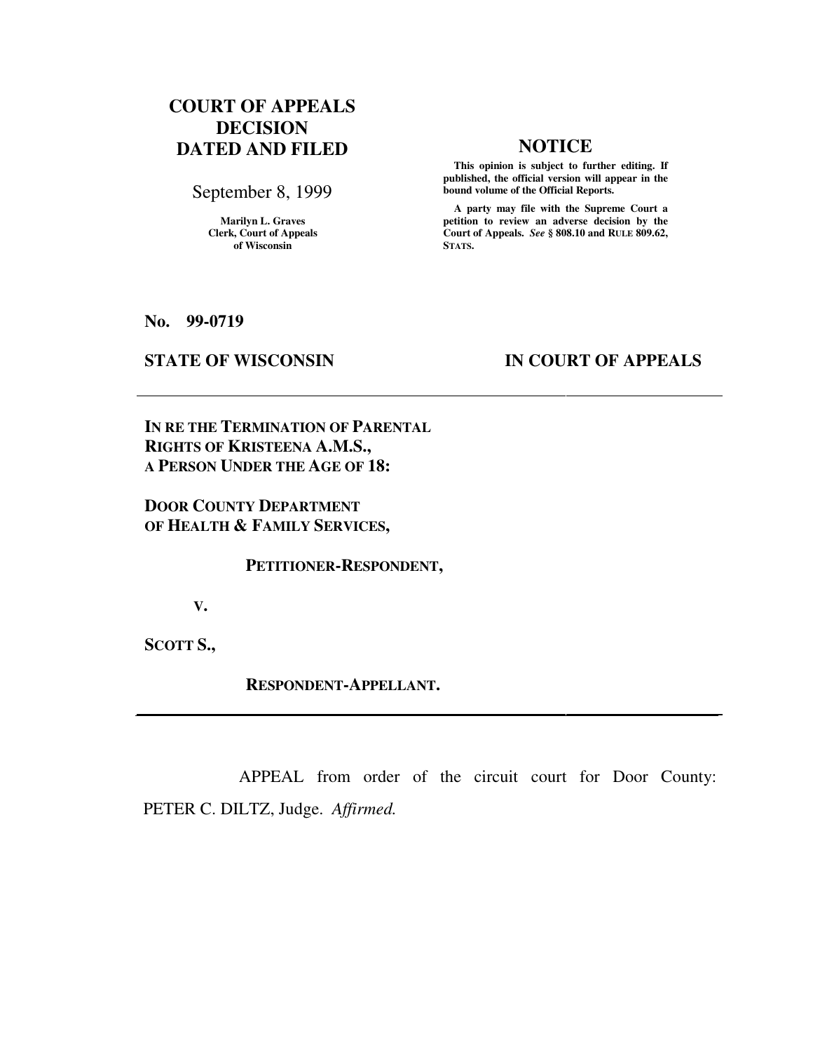**COURT OF APPEALS DECISION DATED AND FILED**

September 8, 1999

Marilyn L. Graves
Clerk, Court of Appeals of Wisconsin

**NOTICE**

**This opinion is subject to further editing. If published, the official version will appear in the bound volume of the Official Reports.**

**A party may file with the Supreme Court a petition to review an adverse decision by the Court of Appeals.** ***See*** **§ 808.10 and RULE 809.62, STATS.**

**No. 99-0719**

**STATE OF WISCONSIN** **IN COURT OF APPEALS**

---

**IN RE THE TERMINATION OF PARENTAL RIGHTS OF KRISTEENA A.M.S., A PERSON UNDER THE AGE OF 18:**

**DOOR COUNTY DEPARTMENT OF HEALTH & FAMILY SERVICES,**

**PETITIONER-RESPONDENT,**

**V.**

**SCOTT S.,**

**RESPONDENT-APPELLANT.**

---

APPEAL from order of the circuit court for Door County: PETER C. DILTZ, Judge. *Affirmed.*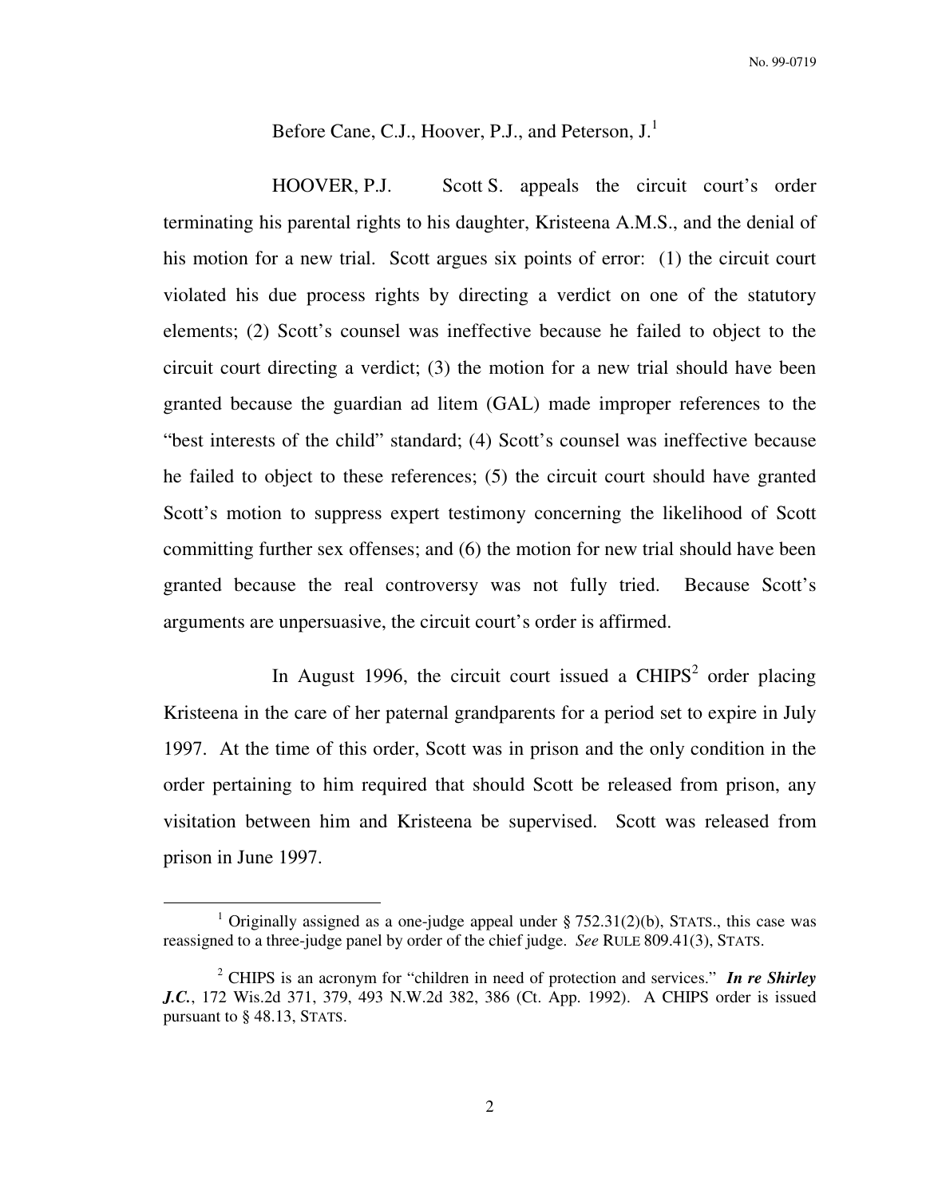Before Cane, C.J., Hoover, P.J., and Peterson, J.[1]

HOOVER, P.J. Scott S. appeals the circuit court's order terminating his parental rights to his daughter, Kristeena A.M.S., and the denial of his motion for a new trial. Scott argues six points of error: (1) the circuit court violated his due process rights by directing a verdict on one of the statutory elements; (2) Scott's counsel was ineffective because he failed to object to the circuit court directing a verdict; (3) the motion for a new trial should have been granted because the guardian ad litem (GAL) made improper references to the "best interests of the child" standard; (4) Scott's counsel was ineffective because he failed to object to these references; (5) the circuit court should have granted Scott's motion to suppress expert testimony concerning the likelihood of Scott committing further sex offenses; and (6) the motion for new trial should have been granted because the real controversy was not fully tried. Because Scott's arguments are unpersuasive, the circuit court's order is affirmed.

In August 1996, the circuit court issued a CHIPS[2] order placing Kristeena in the care of her paternal grandparents for a period set to expire in July 1997. At the time of this order, Scott was in prison and the only condition in the order pertaining to him required that should Scott be released from prison, any visitation between him and Kristeena be supervised. Scott was released from prison in June 1997.

---

[1] Originally assigned as a one-judge appeal under § 752.31(2)(b), STATS., this case was reassigned to a three-judge panel by order of the chief judge. *See* RULE 809.41(3), STATS.

[2] CHIPS is an acronym for "children in need of protection and services." ***In re Shirley J.C.***, 172 Wis.2d 371, 379, 493 N.W.2d 382, 386 (Ct. App. 1992). A CHIPS order is issued pursuant to § 48.13, STATS.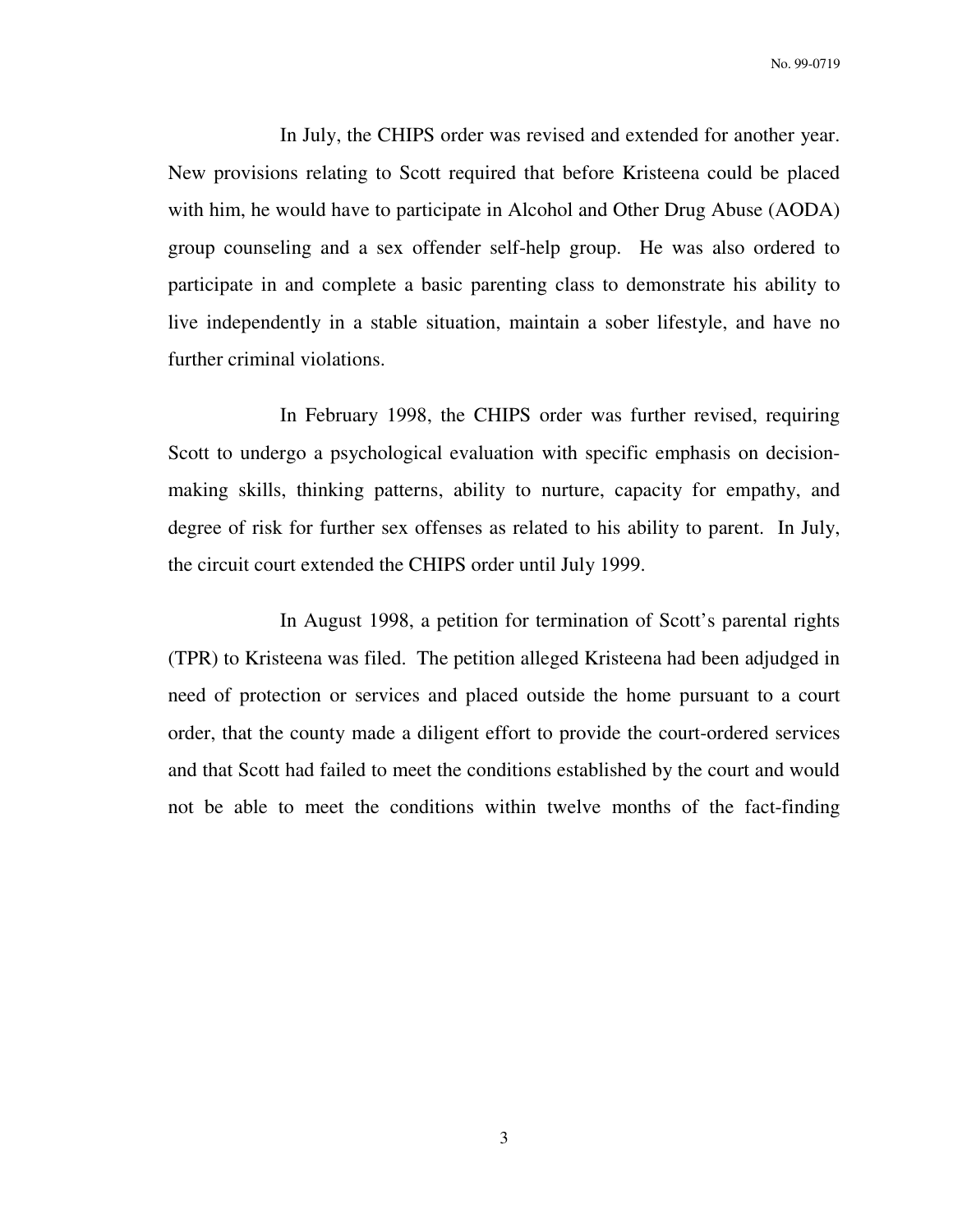In July, the CHIPS order was revised and extended for another year. New provisions relating to Scott required that before Kristeena could be placed with him, he would have to participate in Alcohol and Other Drug Abuse (AODA) group counseling and a sex offender self-help group. He was also ordered to participate in and complete a basic parenting class to demonstrate his ability to live independently in a stable situation, maintain a sober lifestyle, and have no further criminal violations.

In February 1998, the CHIPS order was further revised, requiring Scott to undergo a psychological evaluation with specific emphasis on decision-making skills, thinking patterns, ability to nurture, capacity for empathy, and degree of risk for further sex offenses as related to his ability to parent. In July, the circuit court extended the CHIPS order until July 1999.

In August 1998, a petition for termination of Scott's parental rights (TPR) to Kristeena was filed. The petition alleged Kristeena had been adjudged in need of protection or services and placed outside the home pursuant to a court order, that the county made a diligent effort to provide the court-ordered services and that Scott had failed to meet the conditions established by the court and would not be able to meet the conditions within twelve months of the fact-finding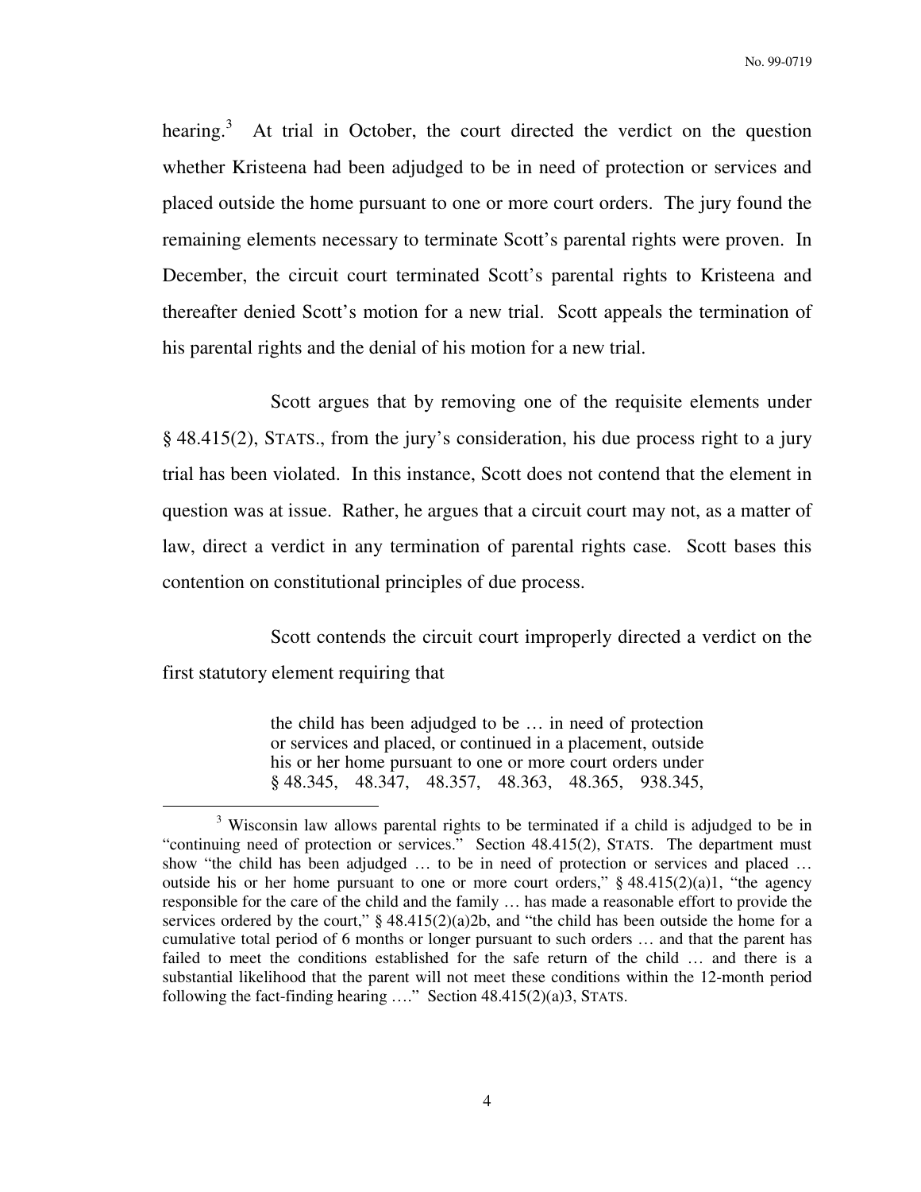hearing.[3] At trial in October, the court directed the verdict on the question whether Kristeena had been adjudged to be in need of protection or services and placed outside the home pursuant to one or more court orders. The jury found the remaining elements necessary to terminate Scott's parental rights were proven. In December, the circuit court terminated Scott's parental rights to Kristeena and thereafter denied Scott's motion for a new trial. Scott appeals the termination of his parental rights and the denial of his motion for a new trial.

Scott argues that by removing one of the requisite elements under § 48.415(2), STATS., from the jury's consideration, his due process right to a jury trial has been violated. In this instance, Scott does not contend that the element in question was at issue. Rather, he argues that a circuit court may not, as a matter of law, direct a verdict in any termination of parental rights case. Scott bases this contention on constitutional principles of due process.

Scott contends the circuit court improperly directed a verdict on the first statutory element requiring that

> the child has been adjudged to be … in need of protection or services and placed, or continued in a placement, outside his or her home pursuant to one or more court orders under § 48.345, 48.347, 48.357, 48.363, 48.365, 938.345,

---

[3] Wisconsin law allows parental rights to be terminated if a child is adjudged to be in "continuing need of protection or services." Section 48.415(2), STATS. The department must show "the child has been adjudged … to be in need of protection or services and placed … outside his or her home pursuant to one or more court orders," § 48.415(2)(a)1, "the agency responsible for the care of the child and the family … has made a reasonable effort to provide the services ordered by the court," § 48.415(2)(a)2b, and "the child has been outside the home for a cumulative total period of 6 months or longer pursuant to such orders … and that the parent has failed to meet the conditions established for the safe return of the child … and there is a substantial likelihood that the parent will not meet these conditions within the 12-month period following the fact-finding hearing …." Section 48.415(2)(a)3, STATS.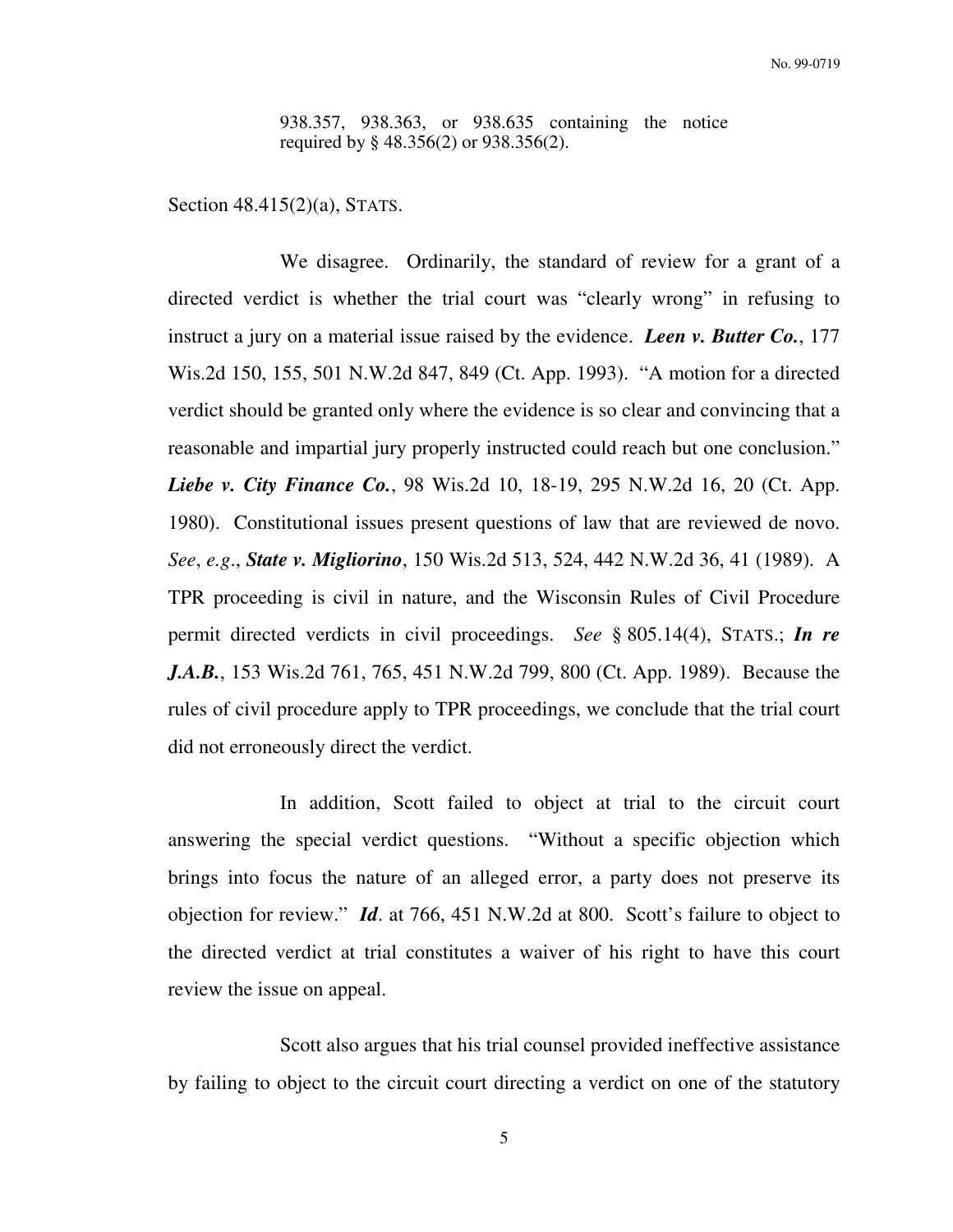> 938.357, 938.363, or 938.635 containing the notice required by § 48.356(2) or 938.356(2).

Section 48.415(2)(a), STATS.

We disagree. Ordinarily, the standard of review for a grant of a directed verdict is whether the trial court was "clearly wrong" in refusing to instruct a jury on a material issue raised by the evidence. ***Leen v. Butter Co.***, 177 Wis.2d 150, 155, 501 N.W.2d 847, 849 (Ct. App. 1993). "A motion for a directed verdict should be granted only where the evidence is so clear and convincing that a reasonable and impartial jury properly instructed could reach but one conclusion." ***Liebe v. City Finance Co.***, 98 Wis.2d 10, 18-19, 295 N.W.2d 16, 20 (Ct. App. 1980). Constitutional issues present questions of law that are reviewed de novo. *See*, *e.g*., ***State v. Migliorino***, 150 Wis.2d 513, 524, 442 N.W.2d 36, 41 (1989). A TPR proceeding is civil in nature, and the Wisconsin Rules of Civil Procedure permit directed verdicts in civil proceedings. *See* § 805.14(4), STATS.; ***In re J.A.B.***, 153 Wis.2d 761, 765, 451 N.W.2d 799, 800 (Ct. App. 1989). Because the rules of civil procedure apply to TPR proceedings, we conclude that the trial court did not erroneously direct the verdict.

In addition, Scott failed to object at trial to the circuit court answering the special verdict questions. "Without a specific objection which brings into focus the nature of an alleged error, a party does not preserve its objection for review." ***Id***. at 766, 451 N.W.2d at 800. Scott's failure to object to the directed verdict at trial constitutes a waiver of his right to have this court review the issue on appeal.

Scott also argues that his trial counsel provided ineffective assistance by failing to object to the circuit court directing a verdict on one of the statutory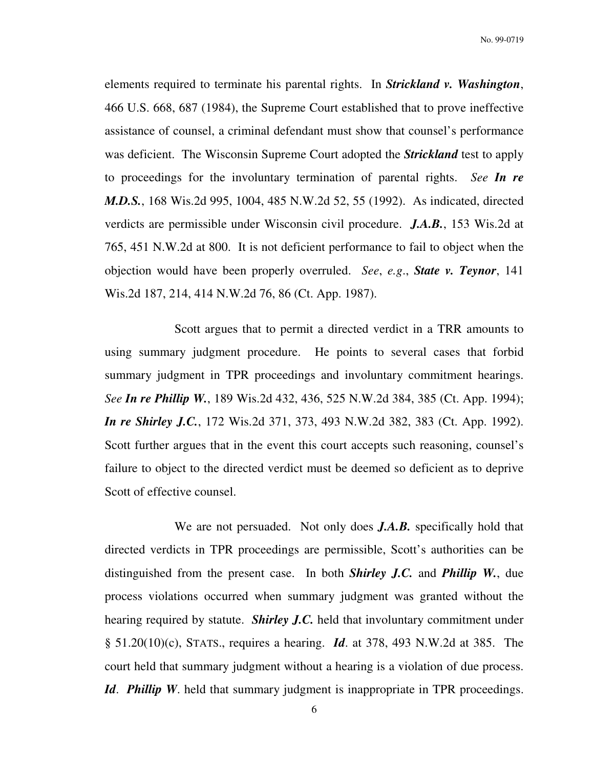elements required to terminate his parental rights. In ***Strickland v. Washington***, 466 U.S. 668, 687 (1984), the Supreme Court established that to prove ineffective assistance of counsel, a criminal defendant must show that counsel's performance was deficient. The Wisconsin Supreme Court adopted the ***Strickland*** test to apply to proceedings for the involuntary termination of parental rights. *See* ***In re M.D.S.***, 168 Wis.2d 995, 1004, 485 N.W.2d 52, 55 (1992). As indicated, directed verdicts are permissible under Wisconsin civil procedure. ***J.A.B.***, 153 Wis.2d at 765, 451 N.W.2d at 800. It is not deficient performance to fail to object when the objection would have been properly overruled. *See*, *e.g*., ***State v. Teynor***, 141 Wis.2d 187, 214, 414 N.W.2d 76, 86 (Ct. App. 1987).

Scott argues that to permit a directed verdict in a TRR amounts to using summary judgment procedure. He points to several cases that forbid summary judgment in TPR proceedings and involuntary commitment hearings. *See* ***In re Phillip W.***, 189 Wis.2d 432, 436, 525 N.W.2d 384, 385 (Ct. App. 1994); ***In re Shirley J.C.***, 172 Wis.2d 371, 373, 493 N.W.2d 382, 383 (Ct. App. 1992). Scott further argues that in the event this court accepts such reasoning, counsel's failure to object to the directed verdict must be deemed so deficient as to deprive Scott of effective counsel.

We are not persuaded. Not only does ***J.A.B.*** specifically hold that directed verdicts in TPR proceedings are permissible, Scott's authorities can be distinguished from the present case. In both ***Shirley J.C.*** and ***Phillip W.***, due process violations occurred when summary judgment was granted without the hearing required by statute. ***Shirley J.C.*** held that involuntary commitment under § 51.20(10)(c), STATS., requires a hearing. ***Id***. at 378, 493 N.W.2d at 385. The court held that summary judgment without a hearing is a violation of due process. ***Id***. ***Phillip W***. held that summary judgment is inappropriate in TPR proceedings.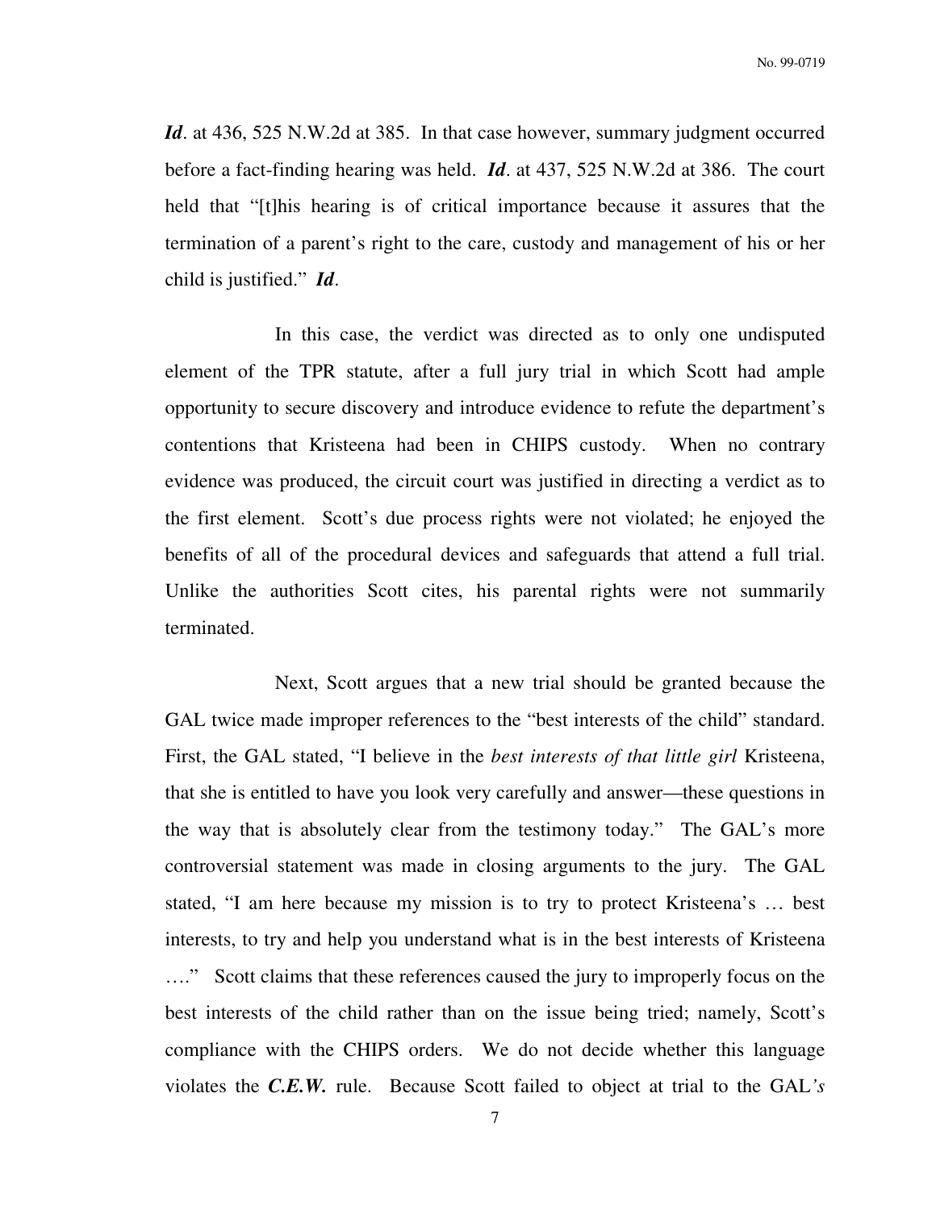***Id***. at 436, 525 N.W.2d at 385. In that case however, summary judgment occurred before a fact-finding hearing was held. ***Id***. at 437, 525 N.W.2d at 386. The court held that "[t]his hearing is of critical importance because it assures that the termination of a parent's right to the care, custody and management of his or her child is justified." ***Id***.

In this case, the verdict was directed as to only one undisputed element of the TPR statute, after a full jury trial in which Scott had ample opportunity to secure discovery and introduce evidence to refute the department's contentions that Kristeena had been in CHIPS custody. When no contrary evidence was produced, the circuit court was justified in directing a verdict as to the first element. Scott's due process rights were not violated; he enjoyed the benefits of all of the procedural devices and safeguards that attend a full trial. Unlike the authorities Scott cites, his parental rights were not summarily terminated.

Next, Scott argues that a new trial should be granted because the GAL twice made improper references to the "best interests of the child" standard. First, the GAL stated, "I believe in the *best interests of that little girl* Kristeena, that she is entitled to have you look very carefully and answer—these questions in the way that is absolutely clear from the testimony today." The GAL's more controversial statement was made in closing arguments to the jury. The GAL stated, "I am here because my mission is to try to protect Kristeena's … best interests, to try and help you understand what is in the best interests of Kristeena …." Scott claims that these references caused the jury to improperly focus on the best interests of the child rather than on the issue being tried; namely, Scott's compliance with the CHIPS orders. We do not decide whether this language violates the ***C.E.W.*** rule. Because Scott failed to object at trial to the GAL*'s*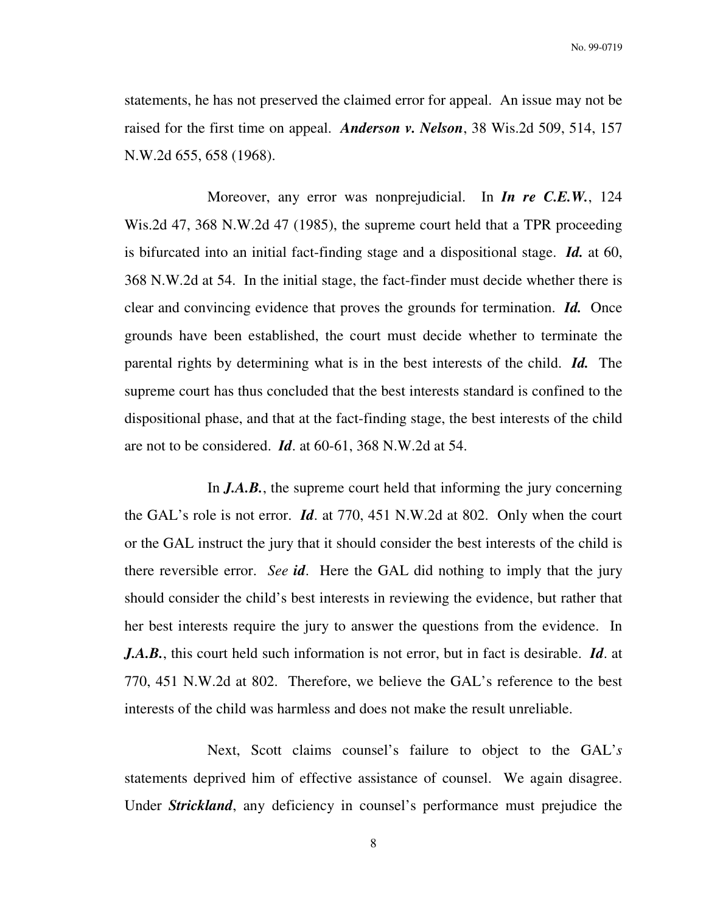statements, he has not preserved the claimed error for appeal. An issue may not be raised for the first time on appeal. ***Anderson v. Nelson***, 38 Wis.2d 509, 514, 157 N.W.2d 655, 658 (1968).

Moreover, any error was nonprejudicial. In ***In re C.E.W.***, 124 Wis.2d 47, 368 N.W.2d 47 (1985), the supreme court held that a TPR proceeding is bifurcated into an initial fact-finding stage and a dispositional stage. ***Id.*** at 60, 368 N.W.2d at 54. In the initial stage, the fact-finder must decide whether there is clear and convincing evidence that proves the grounds for termination. ***Id.*** Once grounds have been established, the court must decide whether to terminate the parental rights by determining what is in the best interests of the child. ***Id.*** The supreme court has thus concluded that the best interests standard is confined to the dispositional phase, and that at the fact-finding stage, the best interests of the child are not to be considered. ***Id***. at 60-61, 368 N.W.2d at 54.

In ***J.A.B.***, the supreme court held that informing the jury concerning the GAL's role is not error. ***Id***. at 770, 451 N.W.2d at 802. Only when the court or the GAL instruct the jury that it should consider the best interests of the child is there reversible error. *See* ***id***. Here the GAL did nothing to imply that the jury should consider the child's best interests in reviewing the evidence, but rather that her best interests require the jury to answer the questions from the evidence. In ***J.A.B.***, this court held such information is not error, but in fact is desirable. ***Id***. at 770, 451 N.W.2d at 802. Therefore, we believe the GAL's reference to the best interests of the child was harmless and does not make the result unreliable.

Next, Scott claims counsel's failure to object to the GAL'*s* statements deprived him of effective assistance of counsel. We again disagree. Under ***Strickland***, any deficiency in counsel's performance must prejudice the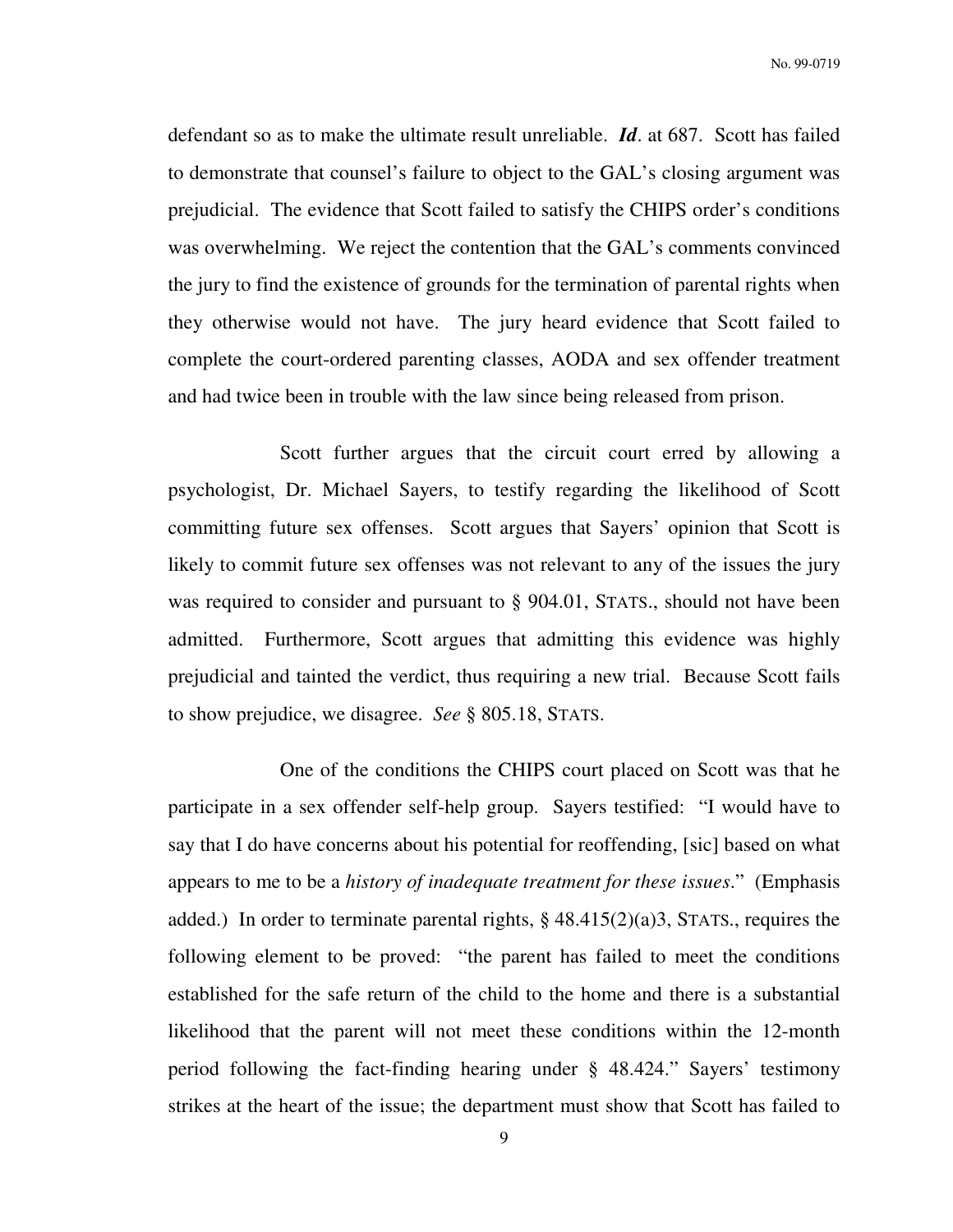defendant so as to make the ultimate result unreliable. ***Id***. at 687. Scott has failed to demonstrate that counsel's failure to object to the GAL's closing argument was prejudicial. The evidence that Scott failed to satisfy the CHIPS order's conditions was overwhelming. We reject the contention that the GAL's comments convinced the jury to find the existence of grounds for the termination of parental rights when they otherwise would not have. The jury heard evidence that Scott failed to complete the court-ordered parenting classes, AODA and sex offender treatment and had twice been in trouble with the law since being released from prison.

Scott further argues that the circuit court erred by allowing a psychologist, Dr. Michael Sayers, to testify regarding the likelihood of Scott committing future sex offenses. Scott argues that Sayers' opinion that Scott is likely to commit future sex offenses was not relevant to any of the issues the jury was required to consider and pursuant to § 904.01, STATS., should not have been admitted. Furthermore, Scott argues that admitting this evidence was highly prejudicial and tainted the verdict, thus requiring a new trial. Because Scott fails to show prejudice, we disagree. *See* § 805.18, STATS.

One of the conditions the CHIPS court placed on Scott was that he participate in a sex offender self-help group. Sayers testified: "I would have to say that I do have concerns about his potential for reoffending, [sic] based on what appears to me to be a *history of inadequate treatment for these issues*." (Emphasis added.) In order to terminate parental rights, § 48.415(2)(a)3, STATS., requires the following element to be proved: "the parent has failed to meet the conditions established for the safe return of the child to the home and there is a substantial likelihood that the parent will not meet these conditions within the 12-month period following the fact-finding hearing under § 48.424." Sayers' testimony strikes at the heart of the issue; the department must show that Scott has failed to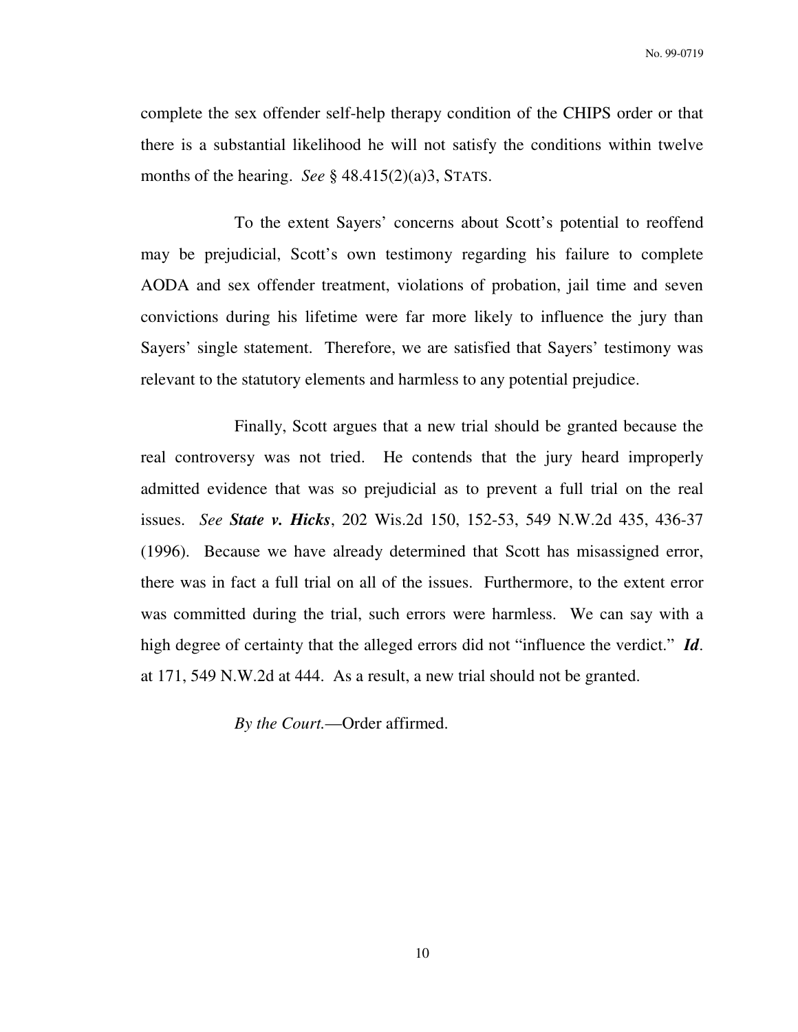complete the sex offender self-help therapy condition of the CHIPS order or that there is a substantial likelihood he will not satisfy the conditions within twelve months of the hearing. *See* § 48.415(2)(a)3, STATS.

To the extent Sayers' concerns about Scott's potential to reoffend may be prejudicial, Scott's own testimony regarding his failure to complete AODA and sex offender treatment, violations of probation, jail time and seven convictions during his lifetime were far more likely to influence the jury than Sayers' single statement. Therefore, we are satisfied that Sayers' testimony was relevant to the statutory elements and harmless to any potential prejudice.

Finally, Scott argues that a new trial should be granted because the real controversy was not tried. He contends that the jury heard improperly admitted evidence that was so prejudicial as to prevent a full trial on the real issues. *See* ***State v. Hicks***, 202 Wis.2d 150, 152-53, 549 N.W.2d 435, 436-37 (1996). Because we have already determined that Scott has misassigned error, there was in fact a full trial on all of the issues. Furthermore, to the extent error was committed during the trial, such errors were harmless. We can say with a high degree of certainty that the alleged errors did not "influence the verdict." ***Id***. at 171, 549 N.W.2d at 444. As a result, a new trial should not be granted.

*By the Court.*—Order affirmed.